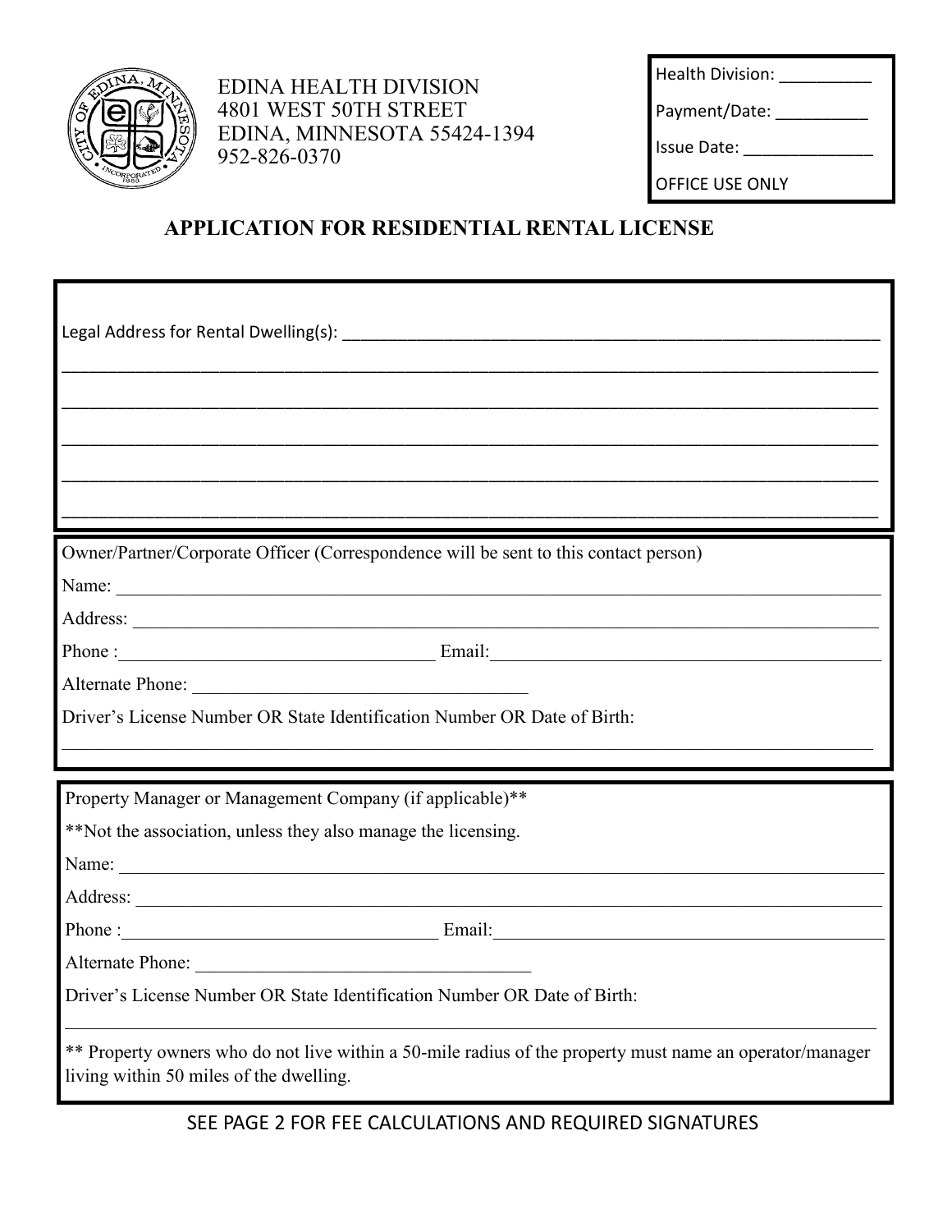EDINA HEALTH DIVISION
4801 WEST 50TH STREET
EDINA, MINNESOTA 55424-1394
952-826-0370

Health Division: __________

Payment/Date: __________

Issue Date: ______________

OFFICE USE ONLY

# APPLICATION FOR RESIDENTIAL RENTAL LICENSE

Legal Address for Rental Dwelling(s): ______________________________________________________________

________________________________________________________________________________________________

________________________________________________________________________________________________

________________________________________________________________________________________________

________________________________________________________________________________________________

________________________________________________________________________________________________

Owner/Partner/Corporate Officer (Correspondence will be sent to this contact person)

Name: ____________________________________________________________________________________________

Address: __________________________________________________________________________________________

Phone :__________________________________ Email:__________________________________________

Alternate Phone: __________________________________

Driver's License Number OR State Identification Number OR Date of Birth:

________________________________________________________________________________________________

Property Manager or Management Company (if applicable)**

**Not the association, unless they also manage the licensing.

Name: ____________________________________________________________________________________________

Address: __________________________________________________________________________________________

Phone :__________________________________ Email:__________________________________________

Alternate Phone: __________________________________

Driver's License Number OR State Identification Number OR Date of Birth:

________________________________________________________________________________________________

** Property owners who do not live within a 50-mile radius of the property must name an operator/manager living within 50 miles of the dwelling.

SEE PAGE 2 FOR FEE CALCULATIONS AND REQUIRED SIGNATURES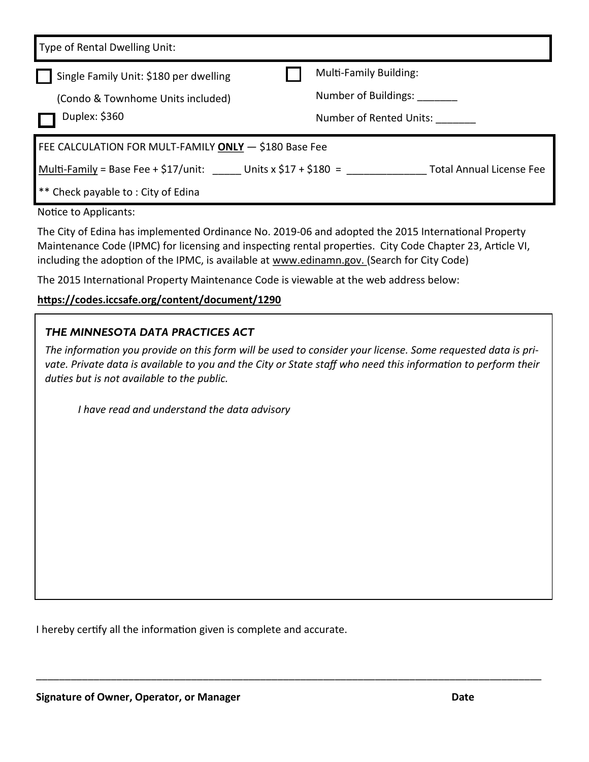Type of Rental Dwelling Unit:

- [ ] Single Family Unit: $180 per dwelling
  (Condo & Townhome Units included)
- [ ] Duplex: $360
- [ ] Multi-Family Building:
  Number of Buildings: _______
  Number of Rented Units: _______

FEE CALCULATION FOR MULT-FAMILY **ONLY** — $180 Base Fee

Multi-Family = Base Fee + $17/unit: _____ Units x $17 + $180 = ______________ Total Annual License Fee

** Check payable to : City of Edina

Notice to Applicants:

The City of Edina has implemented Ordinance No. 2019-06 and adopted the 2015 International Property Maintenance Code (IPMC) for licensing and inspecting rental properties. City Code Chapter 23, Article VI, including the adoption of the IPMC, is available at www.edinamn.gov. (Search for City Code)

The 2015 International Property Maintenance Code is viewable at the web address below:

**https://codes.iccsafe.org/content/document/1290**

***THE MINNESOTA DATA PRACTICES ACT***

*The information you provide on this form will be used to consider your license. Some requested data is private. Private data is available to you and the City or State staff who need this information to perform their duties but is not available to the public.*

*I have read and understand the data advisory*

I hereby certify all the information given is complete and accurate.

_______________________________________________________________________________

**Signature of Owner, Operator, or Manager** **Date**